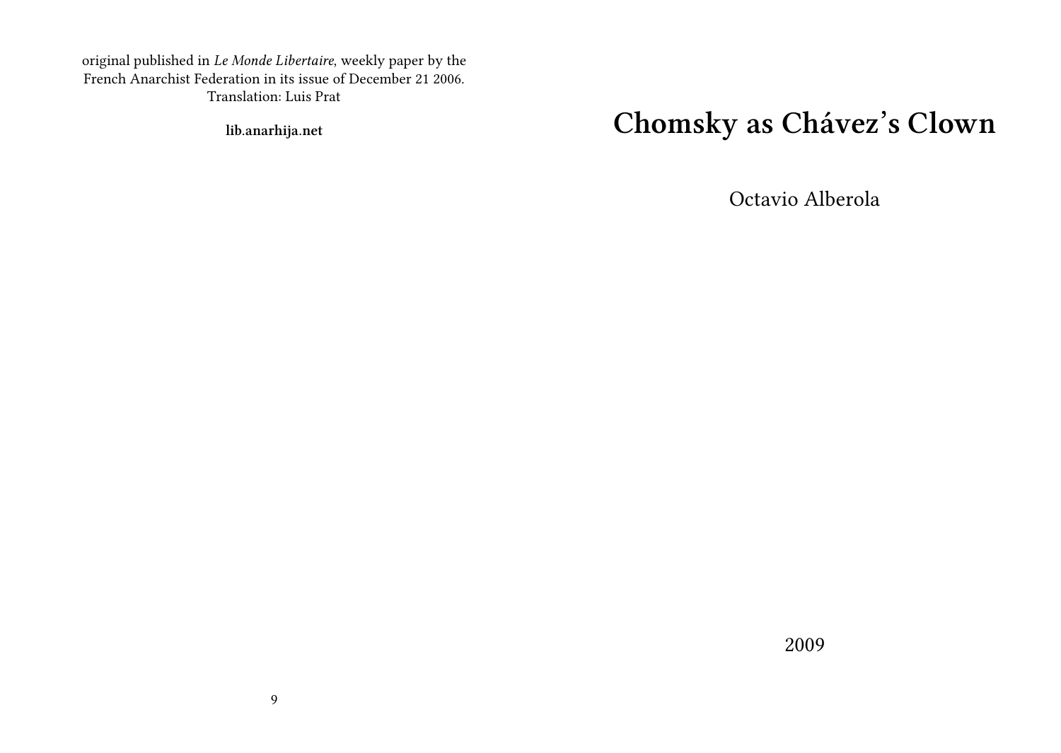# Chomsky as Chávez's Clown

Octavio Alberola

2009

original published in *Le Monde Libertaire*, weekly paper by the French Anarchist Federation in its issue of December 21 2006. Translation: Luis Prat

**lib.anarhija.net**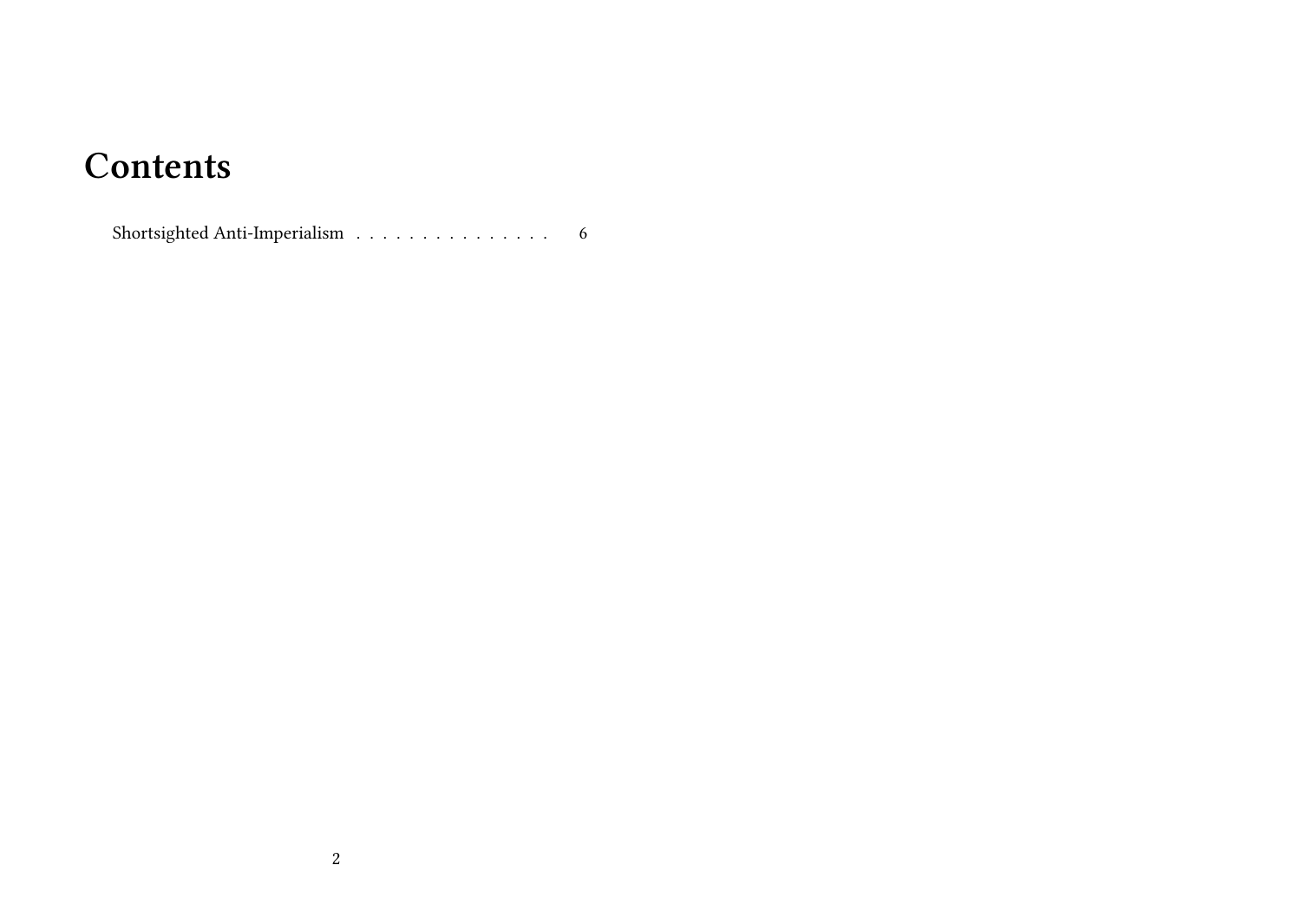# Contents

Shortsighted Anti-Imperialism . . . . . . . . . . . . . . . . 6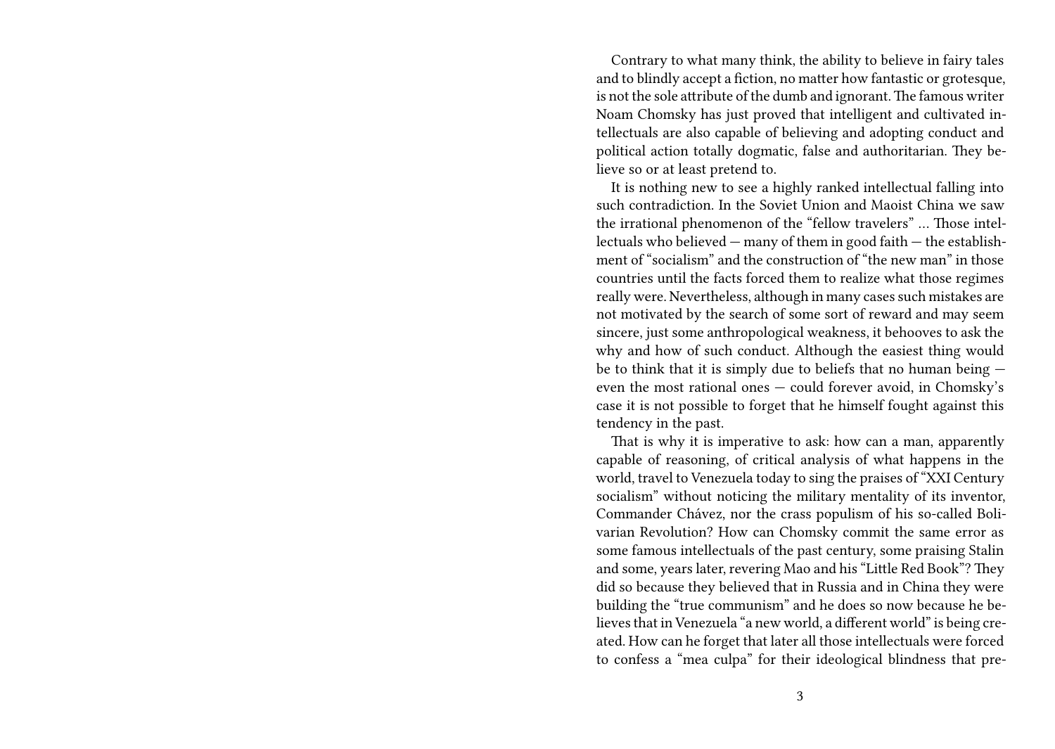Contrary to what many think, the ability to believe in fairy tales and to blindly accept a fiction, no matter how fantastic or grotesque, is not the sole attribute of the dumb and ignorant. The famous writer Noam Chomsky has just proved that intelligent and cultivated intellectuals are also capable of believing and adopting conduct and political action totally dogmatic, false and authoritarian. They believe so or at least pretend to.

It is nothing new to see a highly ranked intellectual falling into such contradiction. In the Soviet Union and Maoist China we saw the irrational phenomenon of the "fellow travelers" … Those intellectuals who believed — many of them in good faith — the establishment of "socialism" and the construction of "the new man" in those countries until the facts forced them to realize what those regimes really were. Nevertheless, although in many cases such mistakes are not motivated by the search of some sort of reward and may seem sincere, just some anthropological weakness, it behooves to ask the why and how of such conduct. Although the easiest thing would be to think that it is simply due to beliefs that no human being — even the most rational ones — could forever avoid, in Chomsky's case it is not possible to forget that he himself fought against this tendency in the past.

That is why it is imperative to ask: how can a man, apparently capable of reasoning, of critical analysis of what happens in the world, travel to Venezuela today to sing the praises of "XXI Century socialism" without noticing the military mentality of its inventor, Commander Chávez, nor the crass populism of his so-called Bolivarian Revolution? How can Chomsky commit the same error as some famous intellectuals of the past century, some praising Stalin and some, years later, revering Mao and his "Little Red Book"? They did so because they believed that in Russia and in China they were building the "true communism" and he does so now because he believes that in Venezuela "a new world, a different world" is being created. How can he forget that later all those intellectuals were forced to confess a "mea culpa" for their ideological blindness that pre-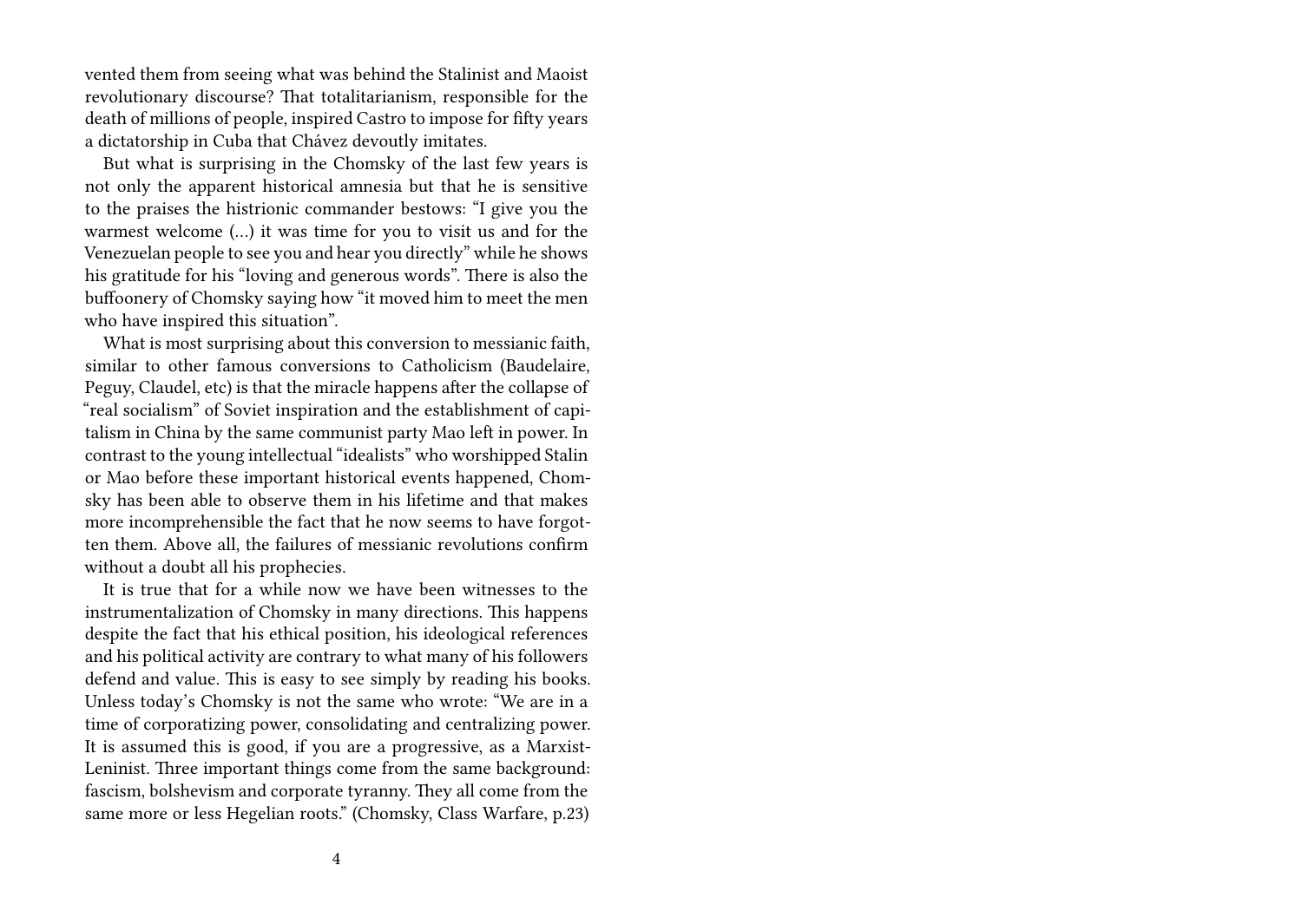vented them from seeing what was behind the Stalinist and Maoist revolutionary discourse? That totalitarianism, responsible for the death of millions of people, inspired Castro to impose for fifty years a dictatorship in Cuba that Chávez devoutly imitates.

But what is surprising in the Chomsky of the last few years is not only the apparent historical amnesia but that he is sensitive to the praises the histrionic commander bestows: "I give you the warmest welcome (…) it was time for you to visit us and for the Venezuelan people to see you and hear you directly" while he shows his gratitude for his "loving and generous words". There is also the buffoonery of Chomsky saying how "it moved him to meet the men who have inspired this situation".

What is most surprising about this conversion to messianic faith, similar to other famous conversions to Catholicism (Baudelaire, Peguy, Claudel, etc) is that the miracle happens after the collapse of "real socialism" of Soviet inspiration and the establishment of capitalism in China by the same communist party Mao left in power. In contrast to the young intellectual "idealists" who worshipped Stalin or Mao before these important historical events happened, Chomsky has been able to observe them in his lifetime and that makes more incomprehensible the fact that he now seems to have forgotten them. Above all, the failures of messianic revolutions confirm without a doubt all his prophecies.

It is true that for a while now we have been witnesses to the instrumentalization of Chomsky in many directions. This happens despite the fact that his ethical position, his ideological references and his political activity are contrary to what many of his followers defend and value. This is easy to see simply by reading his books. Unless today's Chomsky is not the same who wrote: "We are in a time of corporatizing power, consolidating and centralizing power. It is assumed this is good, if you are a progressive, as a Marxist-Leninist. Three important things come from the same background: fascism, bolshevism and corporate tyranny. They all come from the same more or less Hegelian roots." (Chomsky, Class Warfare, p.23)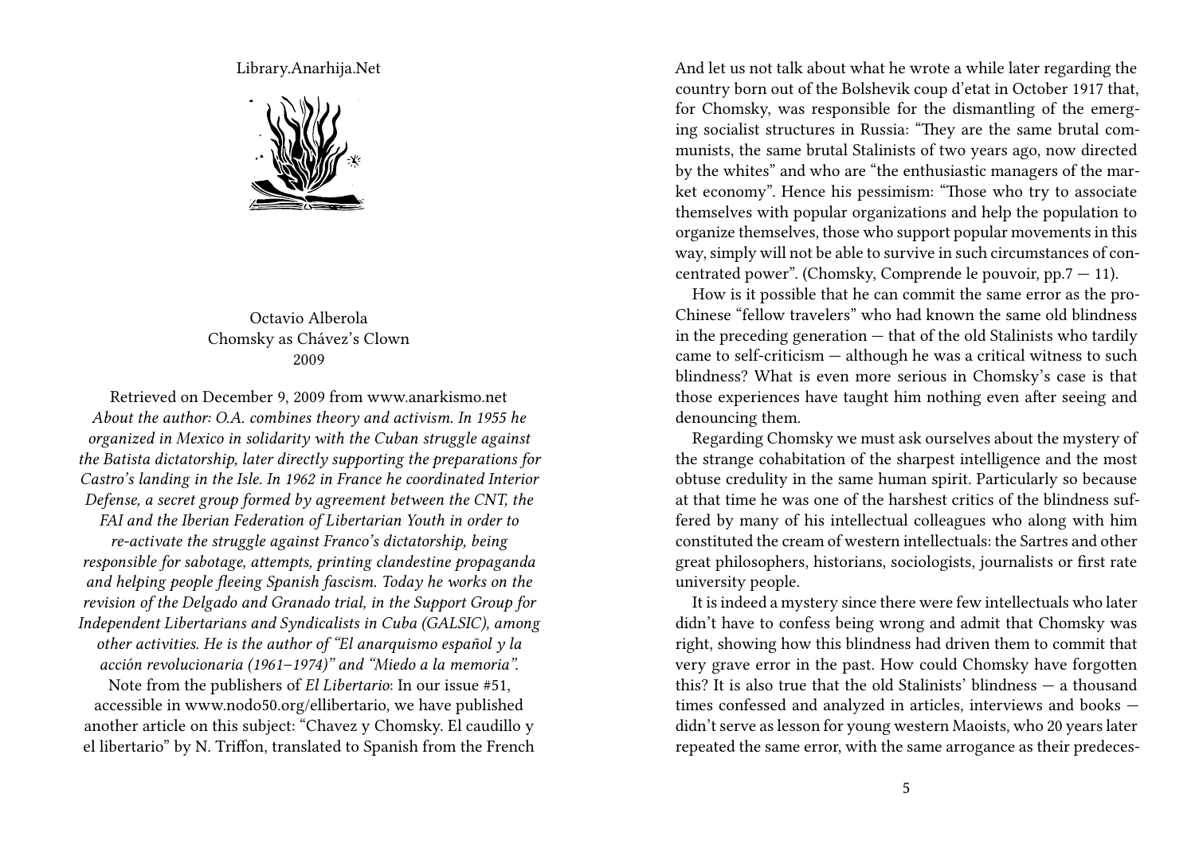Library.Anarhija.Net

Octavio Alberola
Chomsky as Chávez's Clown
2009

Retrieved on December 9, 2009 from www.anarkismo.net
*About the author: O.A. combines theory and activism. In 1955 he organized in Mexico in solidarity with the Cuban struggle against the Batista dictatorship, later directly supporting the preparations for Castro's landing in the Isle. In 1962 in France he coordinated Interior Defense, a secret group formed by agreement between the CNT, the FAI and the Iberian Federation of Libertarian Youth in order to re-activate the struggle against Franco's dictatorship, being responsible for sabotage, attempts, printing clandestine propaganda and helping people fleeing Spanish fascism. Today he works on the revision of the Delgado and Granado trial, in the Support Group for Independent Libertarians and Syndicalists in Cuba (GALSIC), among other activities. He is the author of "El anarquismo español y la acción revolucionaria (1961–1974)" and "Miedo a la memoria".*
Note from the publishers of *El Libertario*: In our issue #51, accessible in www.nodo50.org/ellibertario, we have published another article on this subject: "Chavez y Chomsky. El caudillo y el libertario" by N. Triffon, translated to Spanish from the French

And let us not talk about what he wrote a while later regarding the country born out of the Bolshevik coup d'etat in October 1917 that, for Chomsky, was responsible for the dismantling of the emerging socialist structures in Russia: "They are the same brutal communists, the same brutal Stalinists of two years ago, now directed by the whites" and who are "the enthusiastic managers of the market economy". Hence his pessimism: "Those who try to associate themselves with popular organizations and help the population to organize themselves, those who support popular movements in this way, simply will not be able to survive in such circumstances of concentrated power". (Chomsky, Comprende le pouvoir, pp.7 — 11).

How is it possible that he can commit the same error as the pro-Chinese "fellow travelers" who had known the same old blindness in the preceding generation — that of the old Stalinists who tardily came to self-criticism — although he was a critical witness to such blindness? What is even more serious in Chomsky's case is that those experiences have taught him nothing even after seeing and denouncing them.

Regarding Chomsky we must ask ourselves about the mystery of the strange cohabitation of the sharpest intelligence and the most obtuse credulity in the same human spirit. Particularly so because at that time he was one of the harshest critics of the blindness suffered by many of his intellectual colleagues who along with him constituted the cream of western intellectuals: the Sartres and other great philosophers, historians, sociologists, journalists or first rate university people.

It is indeed a mystery since there were few intellectuals who later didn't have to confess being wrong and admit that Chomsky was right, showing how this blindness had driven them to commit that very grave error in the past. How could Chomsky have forgotten this? It is also true that the old Stalinists' blindness — a thousand times confessed and analyzed in articles, interviews and books — didn't serve as lesson for young western Maoists, who 20 years later repeated the same error, with the same arrogance as their predeces-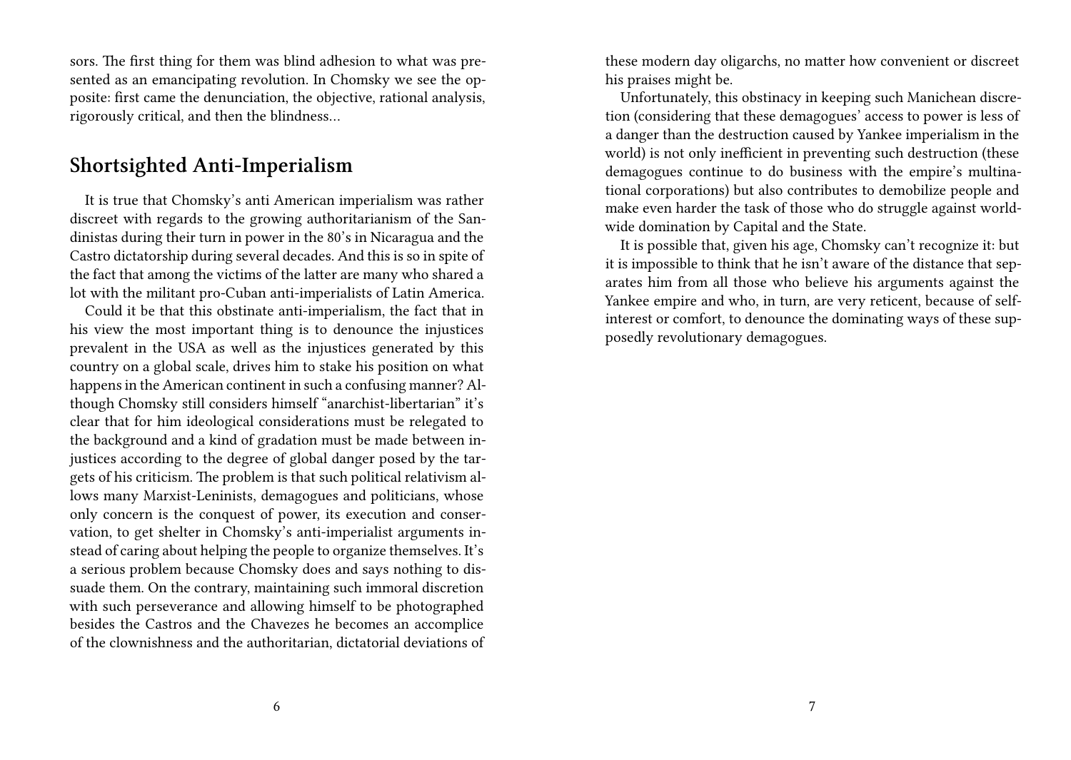sors. The first thing for them was blind adhesion to what was presented as an emancipating revolution. In Chomsky we see the opposite: first came the denunciation, the objective, rational analysis, rigorously critical, and then the blindness…

## Shortsighted Anti-Imperialism

It is true that Chomsky's anti American imperialism was rather discreet with regards to the growing authoritarianism of the Sandinistas during their turn in power in the 80's in Nicaragua and the Castro dictatorship during several decades. And this is so in spite of the fact that among the victims of the latter are many who shared a lot with the militant pro-Cuban anti-imperialists of Latin America.

Could it be that this obstinate anti-imperialism, the fact that in his view the most important thing is to denounce the injustices prevalent in the USA as well as the injustices generated by this country on a global scale, drives him to stake his position on what happens in the American continent in such a confusing manner? Although Chomsky still considers himself "anarchist-libertarian" it's clear that for him ideological considerations must be relegated to the background and a kind of gradation must be made between injustices according to the degree of global danger posed by the targets of his criticism. The problem is that such political relativism allows many Marxist-Leninists, demagogues and politicians, whose only concern is the conquest of power, its execution and conservation, to get shelter in Chomsky's anti-imperialist arguments instead of caring about helping the people to organize themselves. It's a serious problem because Chomsky does and says nothing to dissuade them. On the contrary, maintaining such immoral discretion with such perseverance and allowing himself to be photographed besides the Castros and the Chavezes he becomes an accomplice of the clownishness and the authoritarian, dictatorial deviations of these modern day oligarchs, no matter how convenient or discreet his praises might be.

Unfortunately, this obstinacy in keeping such Manichean discretion (considering that these demagogues' access to power is less of a danger than the destruction caused by Yankee imperialism in the world) is not only inefficient in preventing such destruction (these demagogues continue to do business with the empire's multinational corporations) but also contributes to demobilize people and make even harder the task of those who do struggle against worldwide domination by Capital and the State.

It is possible that, given his age, Chomsky can't recognize it: but it is impossible to think that he isn't aware of the distance that separates him from all those who believe his arguments against the Yankee empire and who, in turn, are very reticent, because of self-interest or comfort, to denounce the dominating ways of these supposedly revolutionary demagogues.